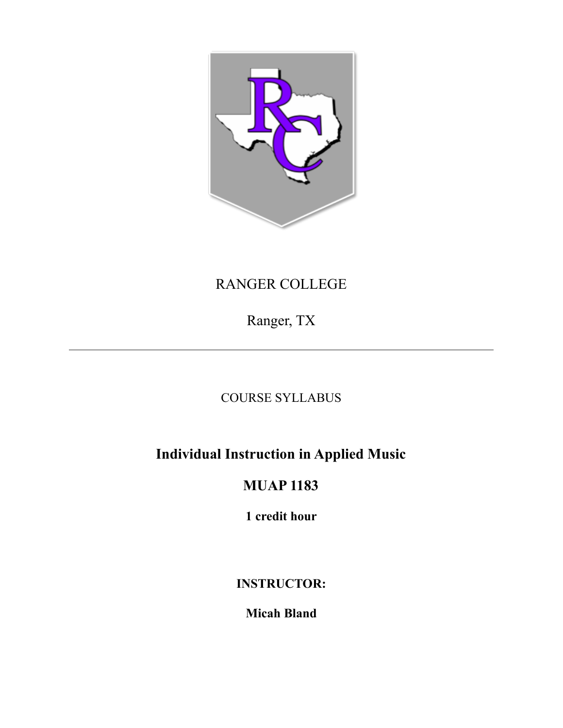RANGER COLLEGE

Ranger, TX

---

COURSE SYLLABUS

# Individual Instruction in Applied Music

# MUAP 1183

**1 credit hour**

**INSTRUCTOR:**

**Micah Bland**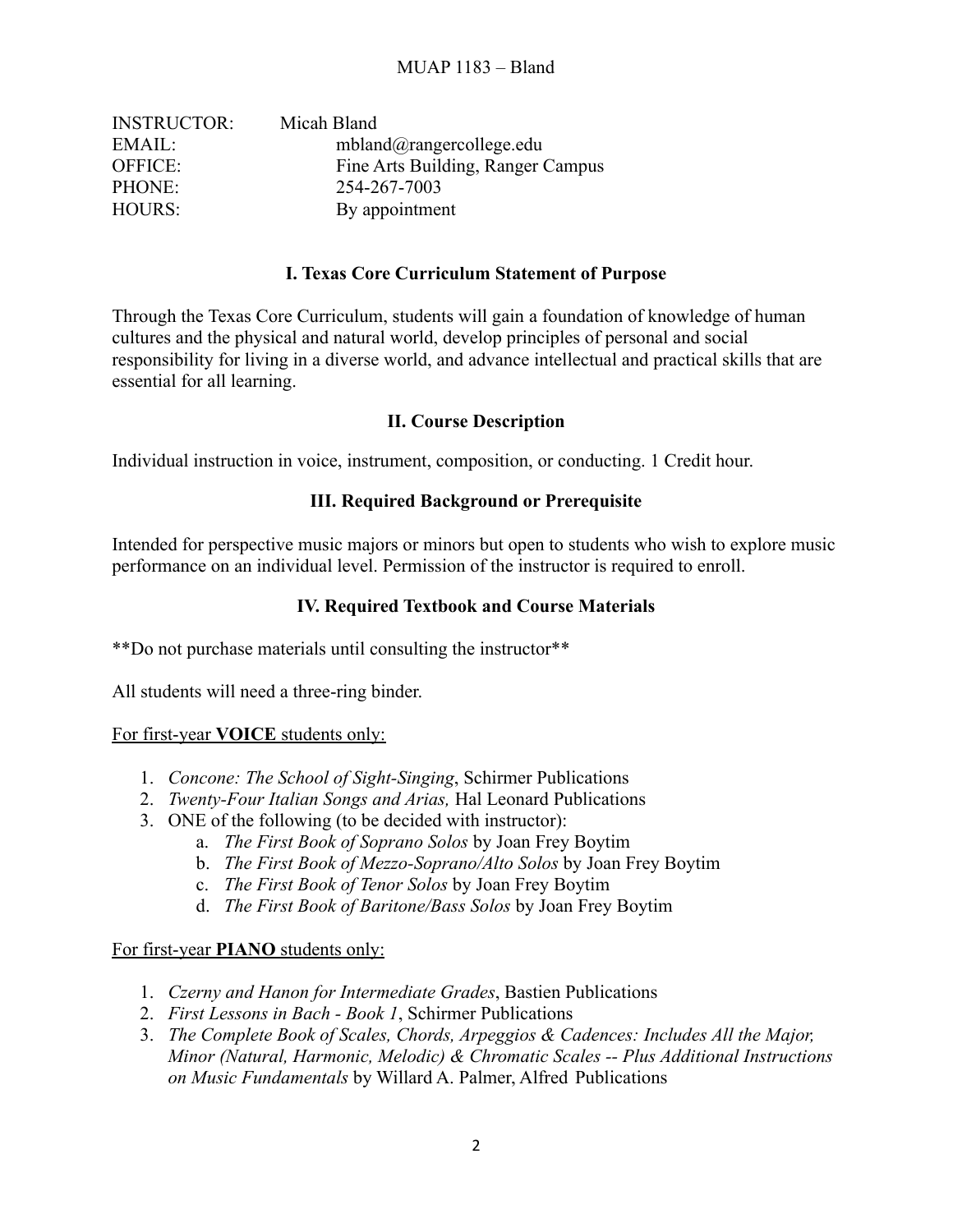INSTRUCTOR: Micah Bland
EMAIL: mbland@rangercollege.edu
OFFICE: Fine Arts Building, Ranger Campus
PHONE: 254-267-7003
HOURS: By appointment

## I. Texas Core Curriculum Statement of Purpose

Through the Texas Core Curriculum, students will gain a foundation of knowledge of human cultures and the physical and natural world, develop principles of personal and social responsibility for living in a diverse world, and advance intellectual and practical skills that are essential for all learning.

## II. Course Description

Individual instruction in voice, instrument, composition, or conducting. 1 Credit hour.

## III. Required Background or Prerequisite

Intended for perspective music majors or minors but open to students who wish to explore music performance on an individual level. Permission of the instructor is required to enroll.

## IV. Required Textbook and Course Materials

**Do not purchase materials until consulting the instructor**

All students will need a three-ring binder.

For first-year **VOICE** students only:

1. *Concone: The School of Sight-Singing*, Schirmer Publications
2. *Twenty-Four Italian Songs and Arias,* Hal Leonard Publications
3. ONE of the following (to be decided with instructor):
    a. *The First Book of Soprano Solos* by Joan Frey Boytim
    b. *The First Book of Mezzo-Soprano/Alto Solos* by Joan Frey Boytim
    c. *The First Book of Tenor Solos* by Joan Frey Boytim
    d. *The First Book of Baritone/Bass Solos* by Joan Frey Boytim

For first-year **PIANO** students only:

1. *Czerny and Hanon for Intermediate Grades*, Bastien Publications
2. *First Lessons in Bach - Book 1*, Schirmer Publications
3. *The Complete Book of Scales, Chords, Arpeggios & Cadences: Includes All the Major, Minor (Natural, Harmonic, Melodic) & Chromatic Scales -- Plus Additional Instructions on Music Fundamentals* by Willard A. Palmer, Alfred Publications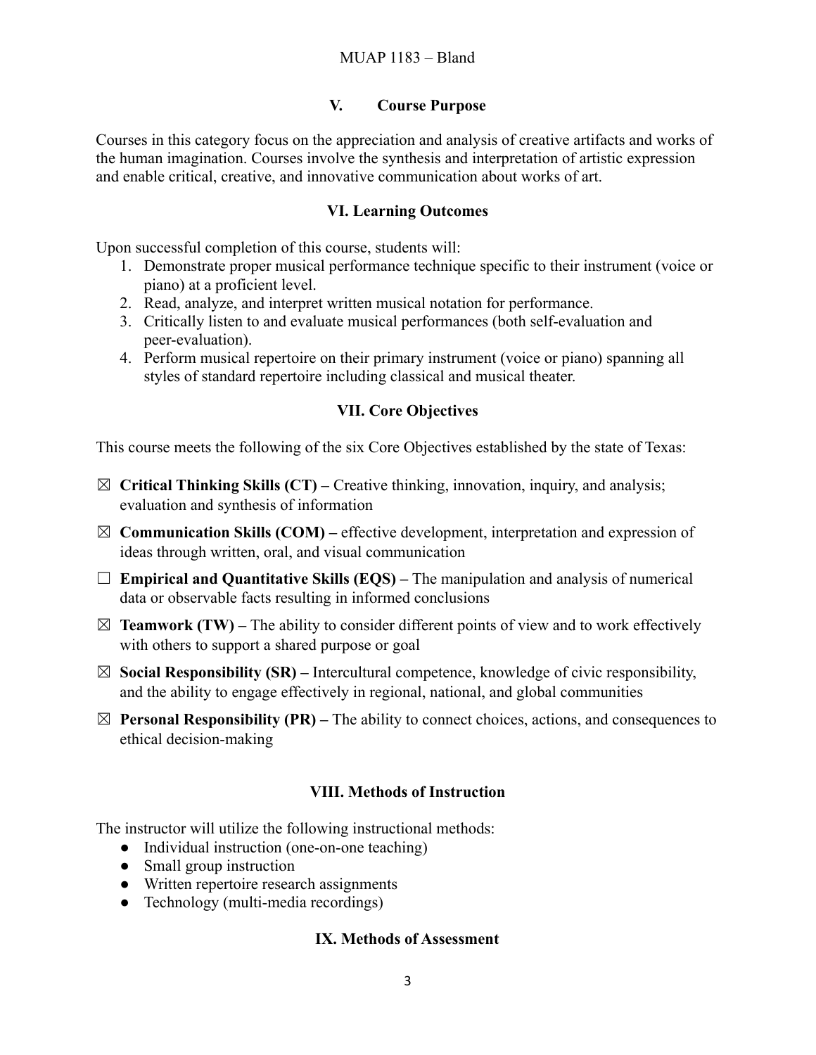## V. Course Purpose

Courses in this category focus on the appreciation and analysis of creative artifacts and works of the human imagination. Courses involve the synthesis and interpretation of artistic expression and enable critical, creative, and innovative communication about works of art.

## VI. Learning Outcomes

Upon successful completion of this course, students will:

1. Demonstrate proper musical performance technique specific to their instrument (voice or piano) at a proficient level.
2. Read, analyze, and interpret written musical notation for performance.
3. Critically listen to and evaluate musical performances (both self-evaluation and peer-evaluation).
4. Perform musical repertoire on their primary instrument (voice or piano) spanning all styles of standard repertoire including classical and musical theater.

## VII. Core Objectives

This course meets the following of the six Core Objectives established by the state of Texas:

☒ **Critical Thinking Skills (CT) –** Creative thinking, innovation, inquiry, and analysis; evaluation and synthesis of information

☒ **Communication Skills (COM) –** effective development, interpretation and expression of ideas through written, oral, and visual communication

☐ **Empirical and Quantitative Skills (EQS) –** The manipulation and analysis of numerical data or observable facts resulting in informed conclusions

☒ **Teamwork (TW) –** The ability to consider different points of view and to work effectively with others to support a shared purpose or goal

☒ **Social Responsibility (SR) –** Intercultural competence, knowledge of civic responsibility, and the ability to engage effectively in regional, national, and global communities

☒ **Personal Responsibility (PR) –** The ability to connect choices, actions, and consequences to ethical decision-making

## VIII. Methods of Instruction

The instructor will utilize the following instructional methods:

- Individual instruction (one-on-one teaching)
- Small group instruction
- Written repertoire research assignments
- Technology (multi-media recordings)

## IX. Methods of Assessment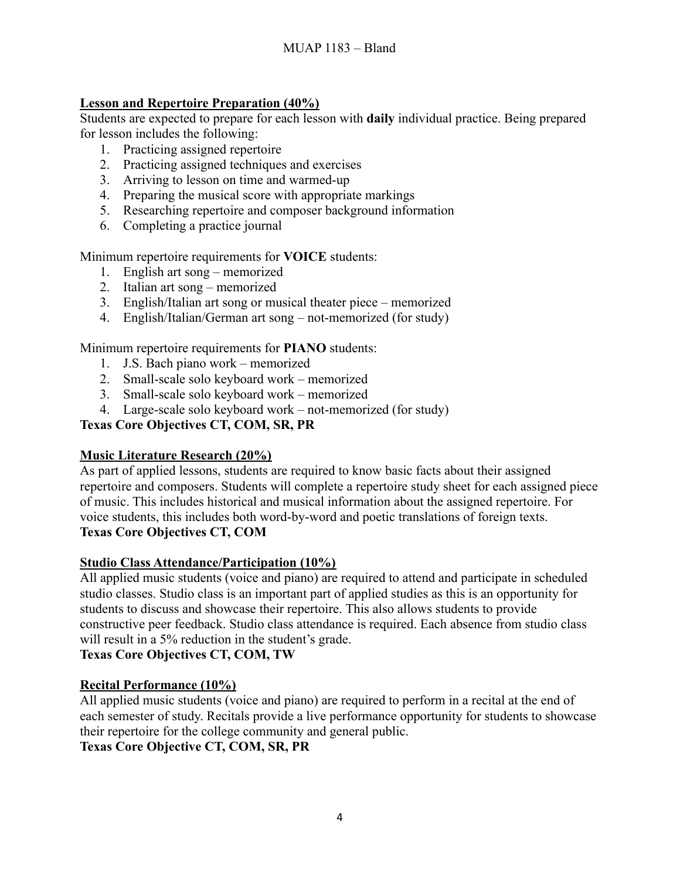**Lesson and Repertoire Preparation (40%)**

Students are expected to prepare for each lesson with **daily** individual practice. Being prepared for lesson includes the following:

1. Practicing assigned repertoire
2. Practicing assigned techniques and exercises
3. Arriving to lesson on time and warmed-up
4. Preparing the musical score with appropriate markings
5. Researching repertoire and composer background information
6. Completing a practice journal

Minimum repertoire requirements for **VOICE** students:

1. English art song – memorized
2. Italian art song – memorized
3. English/Italian art song or musical theater piece – memorized
4. English/Italian/German art song – not-memorized (for study)

Minimum repertoire requirements for **PIANO** students:

1. J.S. Bach piano work – memorized
2. Small-scale solo keyboard work – memorized
3. Small-scale solo keyboard work – memorized
4. Large-scale solo keyboard work – not-memorized (for study)

**Texas Core Objectives CT, COM, SR, PR**

**Music Literature Research (20%)**

As part of applied lessons, students are required to know basic facts about their assigned repertoire and composers. Students will complete a repertoire study sheet for each assigned piece of music. This includes historical and musical information about the assigned repertoire. For voice students, this includes both word-by-word and poetic translations of foreign texts.

**Texas Core Objectives CT, COM**

**Studio Class Attendance/Participation (10%)**

All applied music students (voice and piano) are required to attend and participate in scheduled studio classes. Studio class is an important part of applied studies as this is an opportunity for students to discuss and showcase their repertoire. This also allows students to provide constructive peer feedback. Studio class attendance is required. Each absence from studio class will result in a 5% reduction in the student's grade.

**Texas Core Objectives CT, COM, TW**

**Recital Performance (10%)**

All applied music students (voice and piano) are required to perform in a recital at the end of each semester of study. Recitals provide a live performance opportunity for students to showcase their repertoire for the college community and general public.

**Texas Core Objective CT, COM, SR, PR**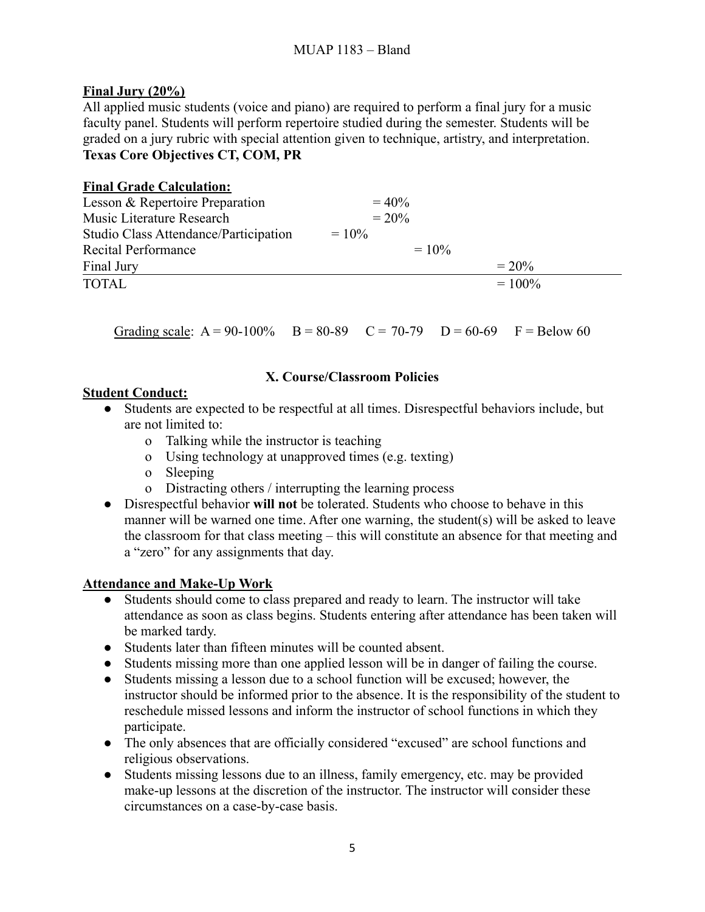**Final Jury (20%)**

All applied music students (voice and piano) are required to perform a final jury for a music faculty panel. Students will perform repertoire studied during the semester. Students will be graded on a jury rubric with special attention given to technique, artistry, and interpretation.
**Texas Core Objectives CT, COM, PR**

**Final Grade Calculation:**

| | |
|---|---|
| Lesson & Repertoire Preparation | = 40% |
| Music Literature Research | = 20% |
| Studio Class Attendance/Participation | = 10% |
| Recital Performance | = 10% |
| Final Jury | = 20% |
| TOTAL | = 100% |

Grading scale: A = 90-100% B = 80-89 C = 70-79 D = 60-69 F = Below 60

## X. Course/Classroom Policies

**Student Conduct:**

- Students are expected to be respectful at all times. Disrespectful behaviors include, but are not limited to:
  - Talking while the instructor is teaching
  - Using technology at unapproved times (e.g. texting)
  - Sleeping
  - Distracting others / interrupting the learning process
- Disrespectful behavior **will not** be tolerated. Students who choose to behave in this manner will be warned one time. After one warning, the student(s) will be asked to leave the classroom for that class meeting – this will constitute an absence for that meeting and a "zero" for any assignments that day.

**Attendance and Make-Up Work**

- Students should come to class prepared and ready to learn. The instructor will take attendance as soon as class begins. Students entering after attendance has been taken will be marked tardy.
- Students later than fifteen minutes will be counted absent.
- Students missing more than one applied lesson will be in danger of failing the course.
- Students missing a lesson due to a school function will be excused; however, the instructor should be informed prior to the absence. It is the responsibility of the student to reschedule missed lessons and inform the instructor of school functions in which they participate.
- The only absences that are officially considered "excused" are school functions and religious observations.
- Students missing lessons due to an illness, family emergency, etc. may be provided make-up lessons at the discretion of the instructor. The instructor will consider these circumstances on a case-by-case basis.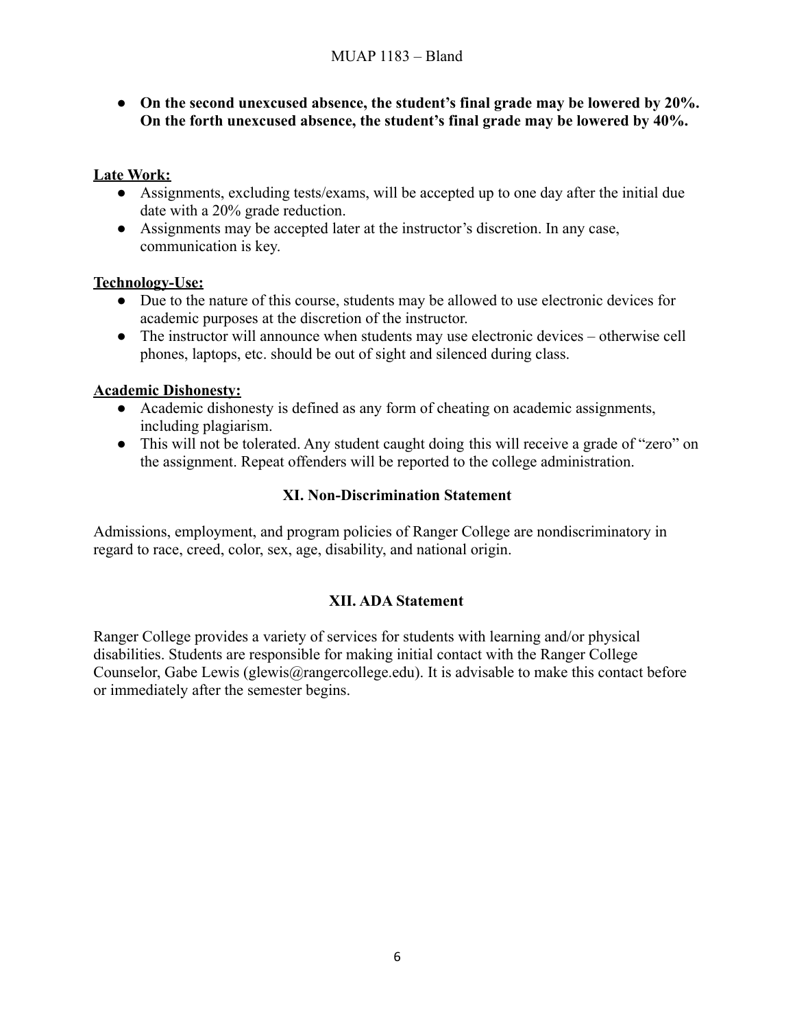- **On the second unexcused absence, the student's final grade may be lowered by 20%. On the forth unexcused absence, the student's final grade may be lowered by 40%.**

**Late Work:**

- Assignments, excluding tests/exams, will be accepted up to one day after the initial due date with a 20% grade reduction.
- Assignments may be accepted later at the instructor's discretion. In any case, communication is key.

**Technology-Use:**

- Due to the nature of this course, students may be allowed to use electronic devices for academic purposes at the discretion of the instructor.
- The instructor will announce when students may use electronic devices – otherwise cell phones, laptops, etc. should be out of sight and silenced during class.

**Academic Dishonesty:**

- Academic dishonesty is defined as any form of cheating on academic assignments, including plagiarism.
- This will not be tolerated. Any student caught doing this will receive a grade of "zero" on the assignment. Repeat offenders will be reported to the college administration.

## XI. Non-Discrimination Statement

Admissions, employment, and program policies of Ranger College are nondiscriminatory in regard to race, creed, color, sex, age, disability, and national origin.

## XII. ADA Statement

Ranger College provides a variety of services for students with learning and/or physical disabilities. Students are responsible for making initial contact with the Ranger College Counselor, Gabe Lewis (glewis@rangercollege.edu). It is advisable to make this contact before or immediately after the semester begins.